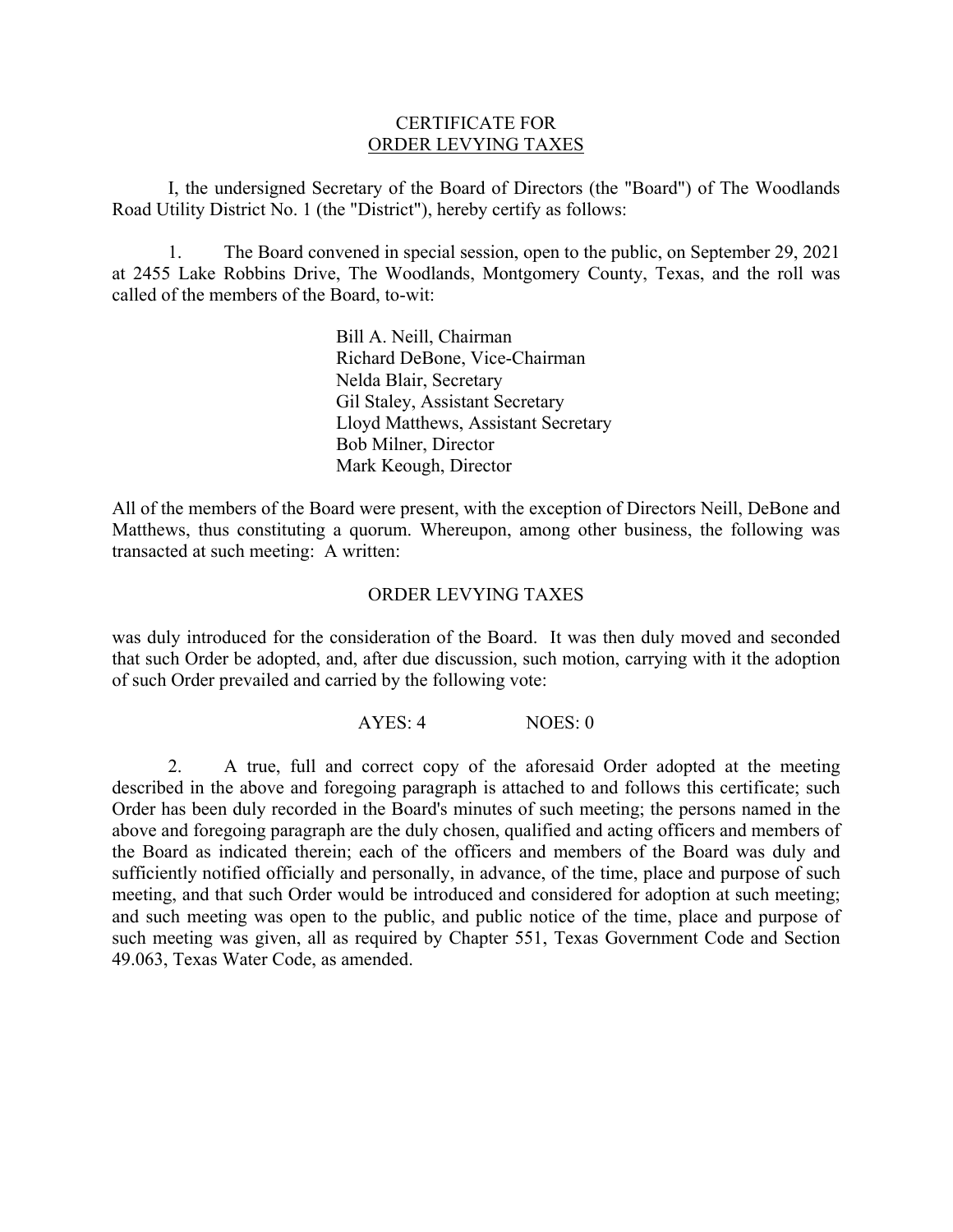# CERTIFICATE FOR ORDER LEVYING TAXES

I, the undersigned Secretary of the Board of Directors (the "Board") of The Woodlands Road Utility District No. 1 (the "District"), hereby certify as follows:

1. The Board convened in special session, open to the public, on September 29, 2021 at 2455 Lake Robbins Drive, The Woodlands, Montgomery County, Texas, and the roll was called of the members of the Board, to-wit:

Bill A. Neill, Chairman
Richard DeBone, Vice-Chairman
Nelda Blair, Secretary
Gil Staley, Assistant Secretary
Lloyd Matthews, Assistant Secretary
Bob Milner, Director
Mark Keough, Director

All of the members of the Board were present, with the exception of Directors Neill, DeBone and Matthews, thus constituting a quorum. Whereupon, among other business, the following was transacted at such meeting: A written:

ORDER LEVYING TAXES

was duly introduced for the consideration of the Board. It was then duly moved and seconded that such Order be adopted, and, after due discussion, such motion, carrying with it the adoption of such Order prevailed and carried by the following vote:

AYES: 4 NOES: 0

2. A true, full and correct copy of the aforesaid Order adopted at the meeting described in the above and foregoing paragraph is attached to and follows this certificate; such Order has been duly recorded in the Board's minutes of such meeting; the persons named in the above and foregoing paragraph are the duly chosen, qualified and acting officers and members of the Board as indicated therein; each of the officers and members of the Board was duly and sufficiently notified officially and personally, in advance, of the time, place and purpose of such meeting, and that such Order would be introduced and considered for adoption at such meeting; and such meeting was open to the public, and public notice of the time, place and purpose of such meeting was given, all as required by Chapter 551, Texas Government Code and Section 49.063, Texas Water Code, as amended.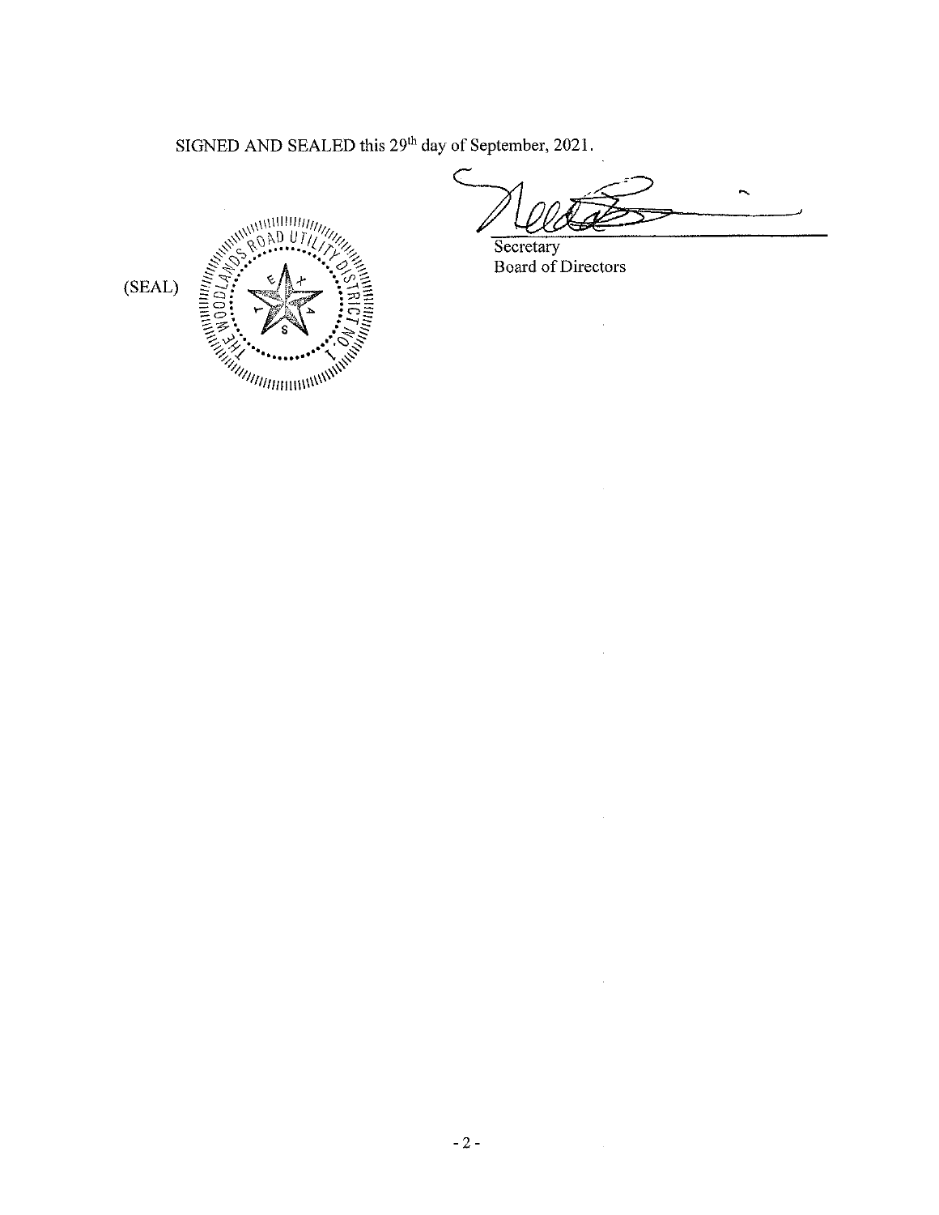SIGNED AND SEALED this 29th day of September, 2021.

Secretary
Board of Directors

(SEAL)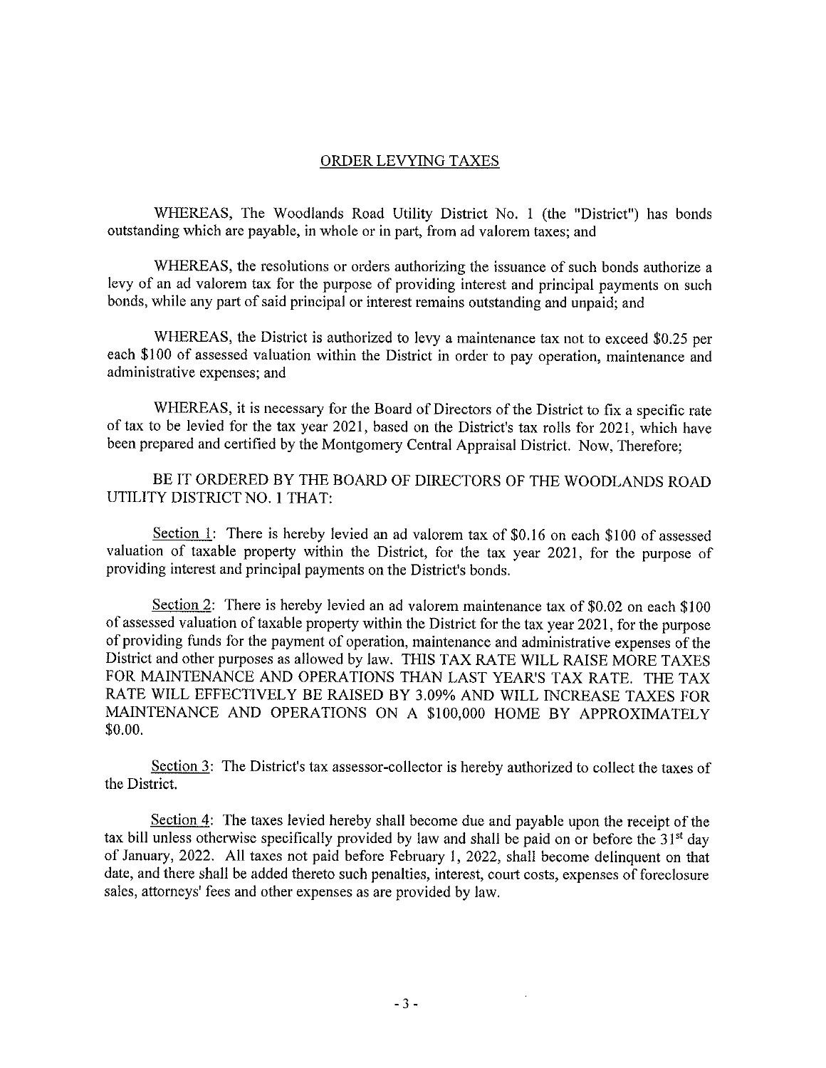## ORDER LEVYING TAXES

WHEREAS, The Woodlands Road Utility District No. 1 (the "District") has bonds outstanding which are payable, in whole or in part, from ad valorem taxes; and

WHEREAS, the resolutions or orders authorizing the issuance of such bonds authorize a levy of an ad valorem tax for the purpose of providing interest and principal payments on such bonds, while any part of said principal or interest remains outstanding and unpaid; and

WHEREAS, the District is authorized to levy a maintenance tax not to exceed $0.25 per each $100 of assessed valuation within the District in order to pay operation, maintenance and administrative expenses; and

WHEREAS, it is necessary for the Board of Directors of the District to fix a specific rate of tax to be levied for the tax year 2021, based on the District's tax rolls for 2021, which have been prepared and certified by the Montgomery Central Appraisal District. Now, Therefore;

BE IT ORDERED BY THE BOARD OF DIRECTORS OF THE WOODLANDS ROAD UTILITY DISTRICT NO. 1 THAT:

Section 1: There is hereby levied an ad valorem tax of $0.16 on each $100 of assessed valuation of taxable property within the District, for the tax year 2021, for the purpose of providing interest and principal payments on the District's bonds.

Section 2: There is hereby levied an ad valorem maintenance tax of $0.02 on each $100 of assessed valuation of taxable property within the District for the tax year 2021, for the purpose of providing funds for the payment of operation, maintenance and administrative expenses of the District and other purposes as allowed by law. THIS TAX RATE WILL RAISE MORE TAXES FOR MAINTENANCE AND OPERATIONS THAN LAST YEAR'S TAX RATE. THE TAX RATE WILL EFFECTIVELY BE RAISED BY 3.09% AND WILL INCREASE TAXES FOR MAINTENANCE AND OPERATIONS ON A $100,000 HOME BY APPROXIMATELY $0.00.

Section 3: The District's tax assessor-collector is hereby authorized to collect the taxes of the District.

Section 4: The taxes levied hereby shall become due and payable upon the receipt of the tax bill unless otherwise specifically provided by law and shall be paid on or before the 31st day of January, 2022. All taxes not paid before February 1, 2022, shall become delinquent on that date, and there shall be added thereto such penalties, interest, court costs, expenses of foreclosure sales, attorneys' fees and other expenses as are provided by law.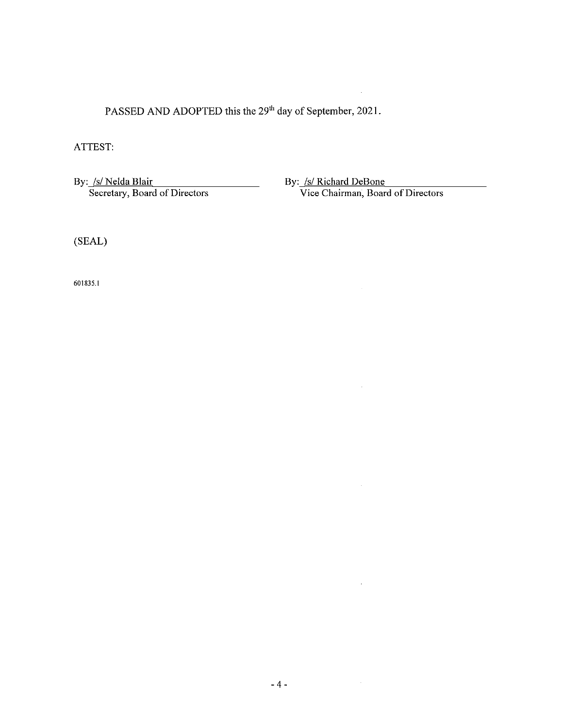PASSED AND ADOPTED this the 29th day of September, 2021.

ATTEST:

| | |
|---|---|
| By: /s/ Nelda Blair | By: /s/ Richard DeBone |
| Secretary, Board of Directors | Vice Chairman, Board of Directors |

(SEAL)

601835.1